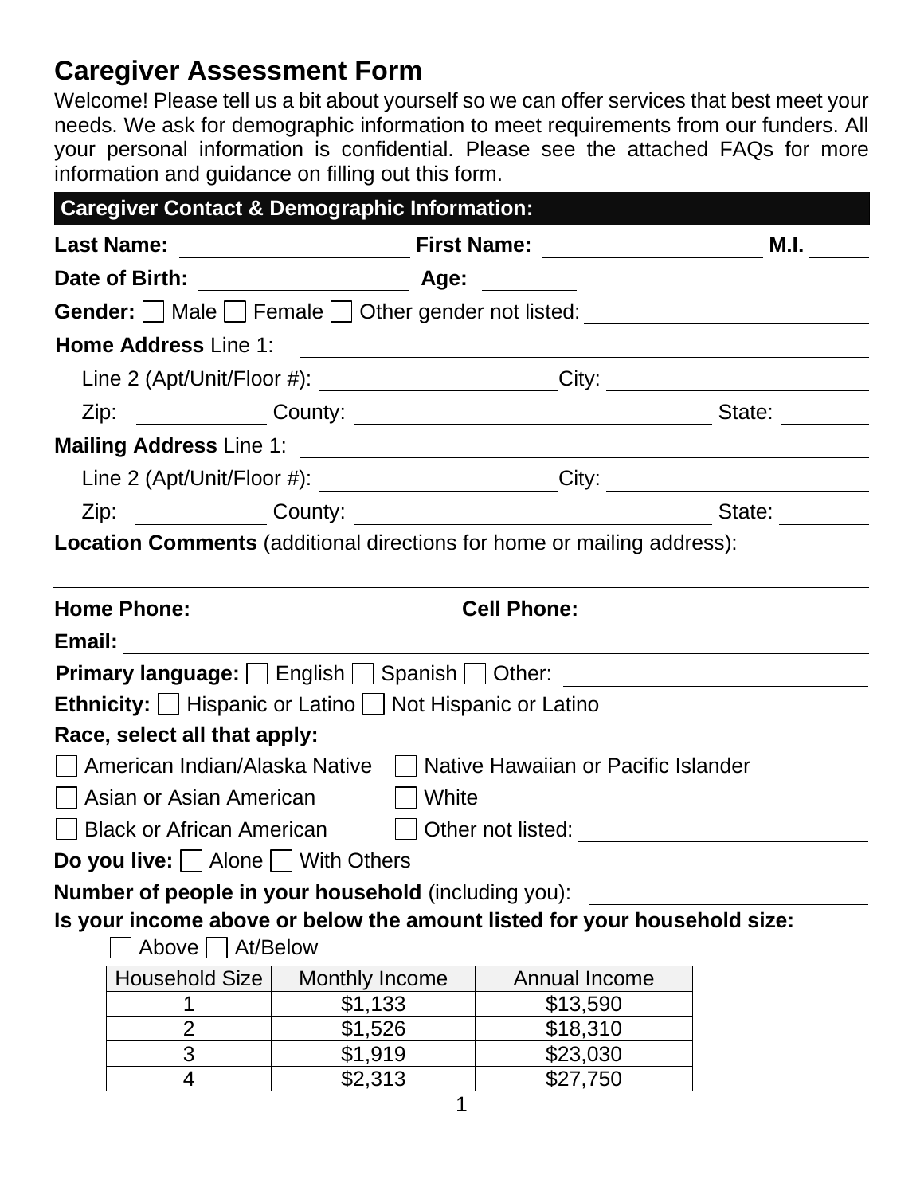# Caregiver Assessment Form

Welcome! Please tell us a bit about yourself so we can offer services that best meet your needs. We ask for demographic information to meet requirements from our funders. All your personal information is confidential. Please see the attached FAQs for more information and guidance on filling out this form.

## Caregiver Contact & Demographic Information:

**Last Name:** ____________________ **First Name:** ____________________ **M.I.** _____

**Date of Birth:** __________________ **Age:** _________

**Gender:** ☐ Male ☐ Female ☐ Other gender not listed: ________________________

**Home Address** Line 1: ________________________________________________

Line 2 (Apt/Unit/Floor #): ______________________ City: ________________________

Zip: ____________ County: ________________________________ State: _________

**Mailing Address** Line 1: ________________________________________________

Line 2 (Apt/Unit/Floor #): ______________________ City: ________________________

Zip: ____________ County: ________________________________ State: _________

**Location Comments** (additional directions for home or mailing address):

________________________________________________________________________

**Home Phone:** ________________________ **Cell Phone:** ________________________

**Email:** ________________________________________________________________

**Primary language:** ☐ English ☐ Spanish ☐ Other: ________________________

**Ethnicity:** ☐ Hispanic or Latino ☐ Not Hispanic or Latino

**Race, select all that apply:**

☐ American Indian/Alaska Native ☐ Native Hawaiian or Pacific Islander

☐ Asian or Asian American ☐ White

☐ Black or African American ☐ Other not listed: ________________________

**Do you live:** ☐ Alone ☐ With Others

**Number of people in your household** (including you): ________________________

**Is your income above or below the amount listed for your household size:**

☐ Above ☐ At/Below

| Household Size | Monthly Income | Annual Income |
|---|---|---|
| 1 | $1,133 | $13,590 |
| 2 | $1,526 | $18,310 |
| 3 | $1,919 | $23,030 |
| 4 | $2,313 | $27,750 |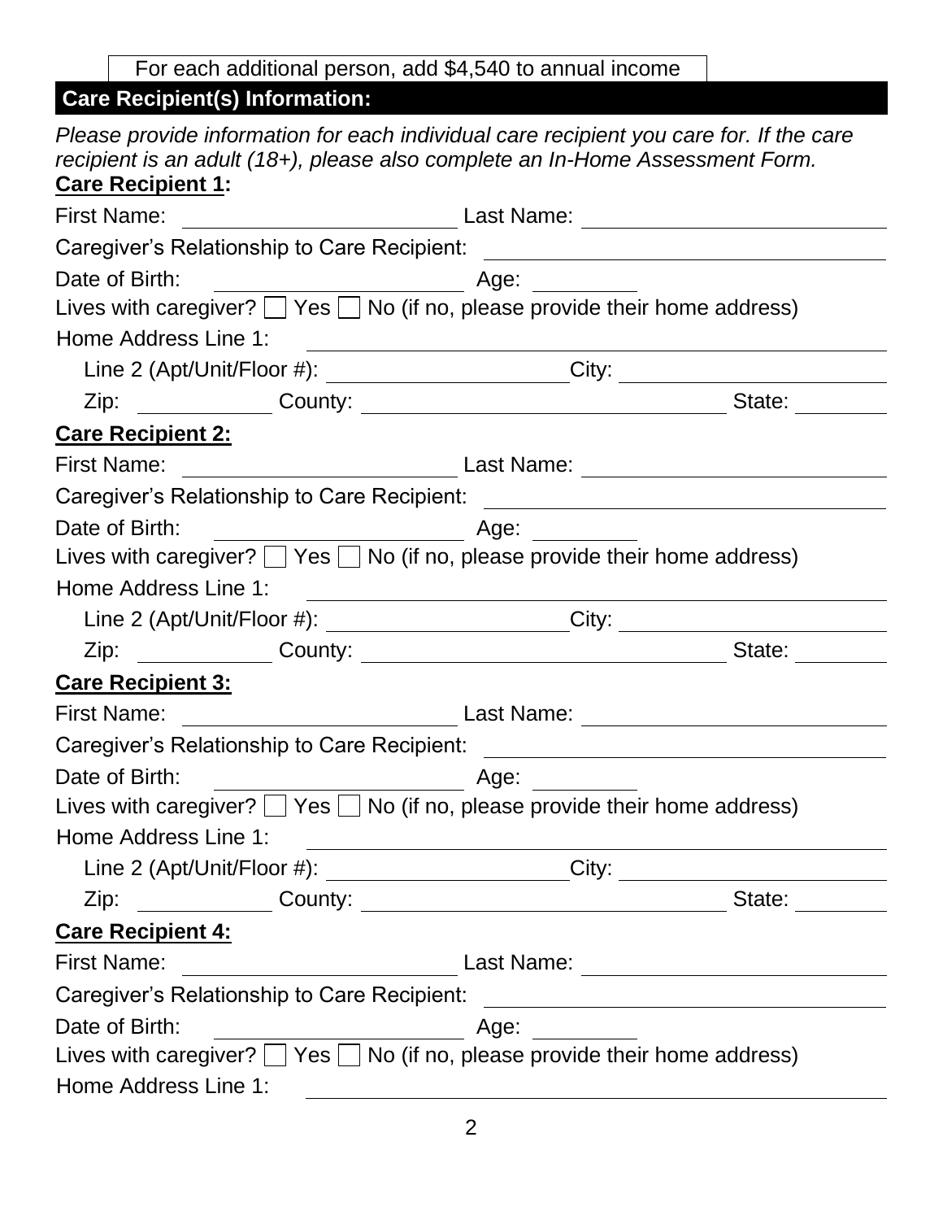For each additional person, add $4,540 to annual income

## Care Recipient(s) Information:

*Please provide information for each individual care recipient you care for. If the care recipient is an adult (18+), please also complete an In-Home Assessment Form.*

**Care Recipient 1:**

First Name: ______________________ Last Name: ______________________

Caregiver's Relationship to Care Recipient: ______________________

Date of Birth: ______________________ Age: ________

Lives with caregiver? ☐ Yes ☐ No (if no, please provide their home address)

Home Address Line 1: ______________________

Line 2 (Apt/Unit/Floor #): ______________________ City: ______________________

Zip: ____________ County: ______________________ State: ________

**Care Recipient 2:**

First Name: ______________________ Last Name: ______________________

Caregiver's Relationship to Care Recipient: ______________________

Date of Birth: ______________________ Age: ________

Lives with caregiver? ☐ Yes ☐ No (if no, please provide their home address)

Home Address Line 1: ______________________

Line 2 (Apt/Unit/Floor #): ______________________ City: ______________________

Zip: ____________ County: ______________________ State: ________

**Care Recipient 3:**

First Name: ______________________ Last Name: ______________________

Caregiver's Relationship to Care Recipient: ______________________

Date of Birth: ______________________ Age: ________

Lives with caregiver? ☐ Yes ☐ No (if no, please provide their home address)

Home Address Line 1: ______________________

Line 2 (Apt/Unit/Floor #): ______________________ City: ______________________

Zip: ____________ County: ______________________ State: ________

**Care Recipient 4:**

First Name: ______________________ Last Name: ______________________

Caregiver's Relationship to Care Recipient: ______________________

Date of Birth: ______________________ Age: ________

Lives with caregiver? ☐ Yes ☐ No (if no, please provide their home address)

Home Address Line 1: ______________________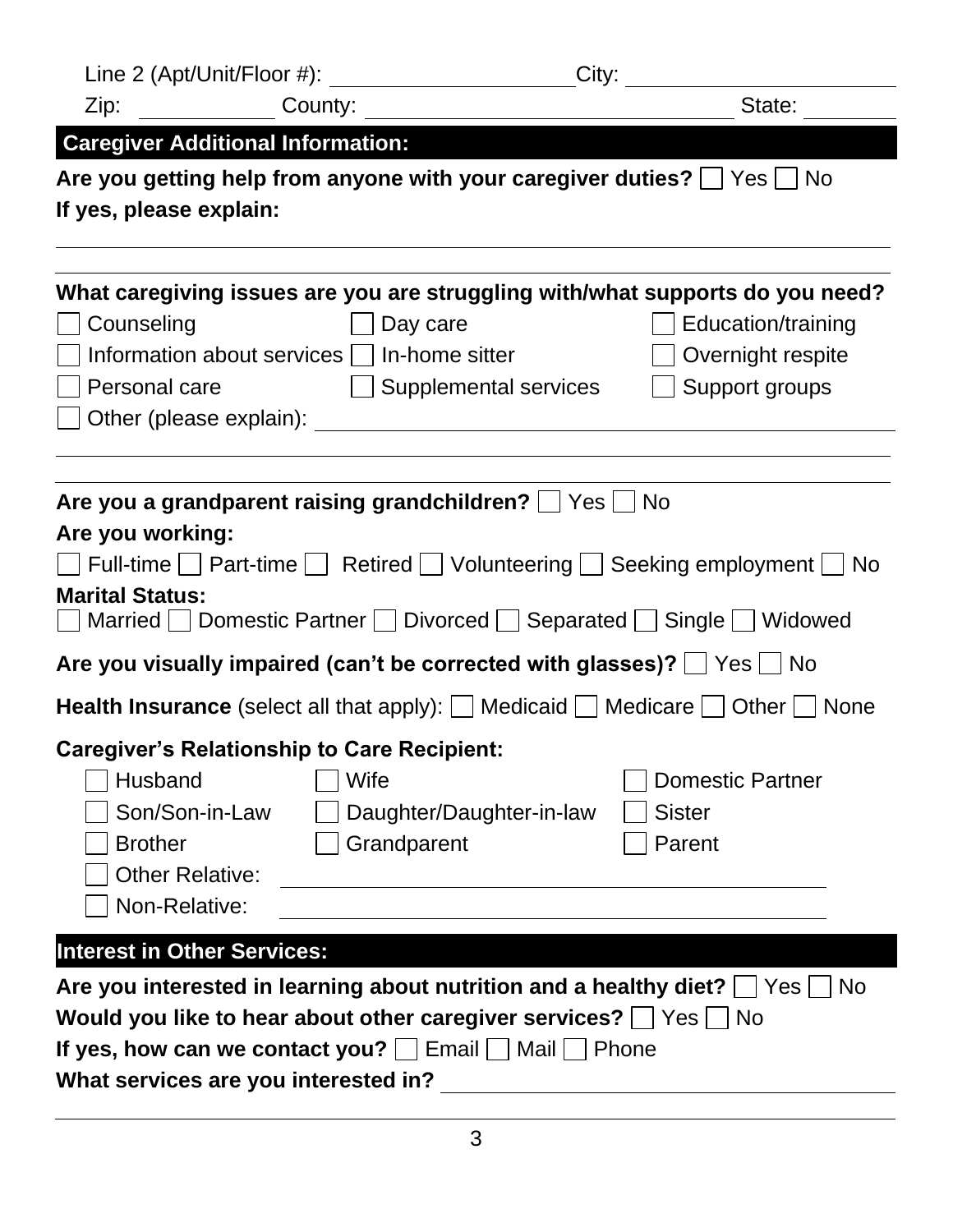Line 2 (Apt/Unit/Floor #): ____________________ City: ____________________

Zip: __________ County: ______________________________ State: ________

## Caregiver Additional Information:

**Are you getting help from anyone with your caregiver duties?** ☐ Yes ☐ No

**If yes, please explain:**

______________________________________________________________________

______________________________________________________________________

**What caregiving issues are you are struggling with/what supports do you need?**

☐ Counseling ☐ Day care ☐ Education/training

☐ Information about services ☐ In-home sitter ☐ Overnight respite

☐ Personal care ☐ Supplemental services ☐ Support groups

☐ Other (please explain): ______________________________________________

______________________________________________________________________

______________________________________________________________________

**Are you a grandparent raising grandchildren?** ☐ Yes ☐ No

**Are you working:**

☐ Full-time ☐ Part-time ☐ Retired ☐ Volunteering ☐ Seeking employment ☐ No

**Marital Status:**

☐ Married ☐ Domestic Partner ☐ Divorced ☐ Separated ☐ Single ☐ Widowed

**Are you visually impaired (can't be corrected with glasses)?** ☐ Yes ☐ No

**Health Insurance** (select all that apply): ☐ Medicaid ☐ Medicare ☐ Other ☐ None

**Caregiver's Relationship to Care Recipient:**

☐ Husband ☐ Wife ☐ Domestic Partner

☐ Son/Son-in-Law ☐ Daughter/Daughter-in-law ☐ Sister

☐ Brother ☐ Grandparent ☐ Parent

☐ Other Relative: ______________________________________________

☐ Non-Relative: ______________________________________________

## Interest in Other Services:

**Are you interested in learning about nutrition and a healthy diet?** ☐ Yes ☐ No

**Would you like to hear about other caregiver services?** ☐ Yes ☐ No

**If yes, how can we contact you?** ☐ Email ☐ Mail ☐ Phone

**What services are you interested in?** ______________________________

______________________________________________________________________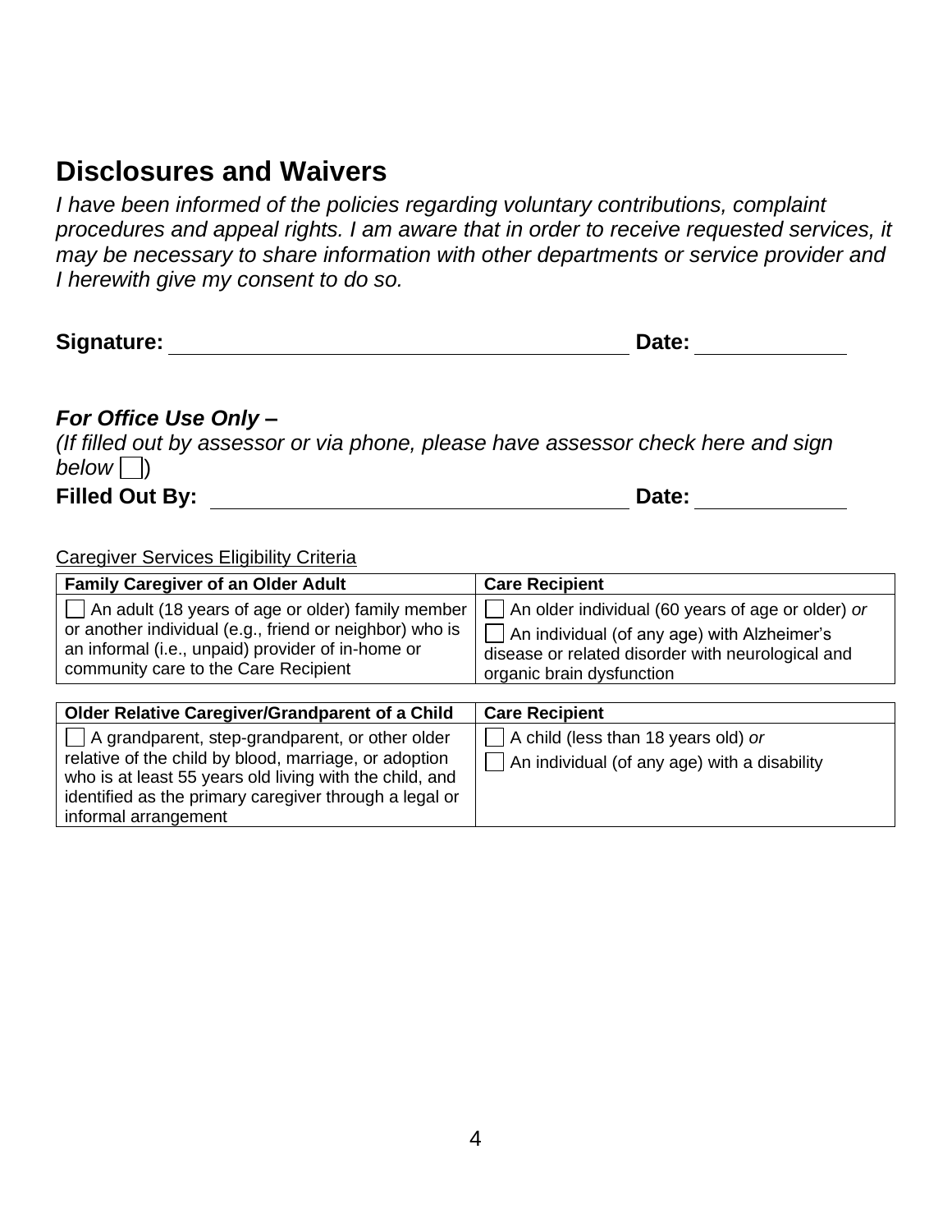## Disclosures and Waivers

*I have been informed of the policies regarding voluntary contributions, complaint procedures and appeal rights. I am aware that in order to receive requested services, it may be necessary to share information with other departments or service provider and I herewith give my consent to do so.*

**Signature:** ______________________________ **Date:** __________

### *For Office Use Only –*

*(If filled out by assessor or via phone, please have assessor check here and sign below* ☐*)*

**Filled Out By:** ______________________________ **Date:** __________

Caregiver Services Eligibility Criteria

| Family Caregiver of an Older Adult | Care Recipient |
|---|---|
| ☐ An adult (18 years of age or older) family member or another individual (e.g., friend or neighbor) who is an informal (i.e., unpaid) provider of in-home or community care to the Care Recipient | ☐ An older individual (60 years of age or older) *or*<br>☐ An individual (of any age) with Alzheimer's disease or related disorder with neurological and organic brain dysfunction |

| Older Relative Caregiver/Grandparent of a Child | Care Recipient |
|---|---|
| ☐ A grandparent, step-grandparent, or other older relative of the child by blood, marriage, or adoption who is at least 55 years old living with the child, and identified as the primary caregiver through a legal or informal arrangement | ☐ A child (less than 18 years old) *or*<br>☐ An individual (of any age) with a disability |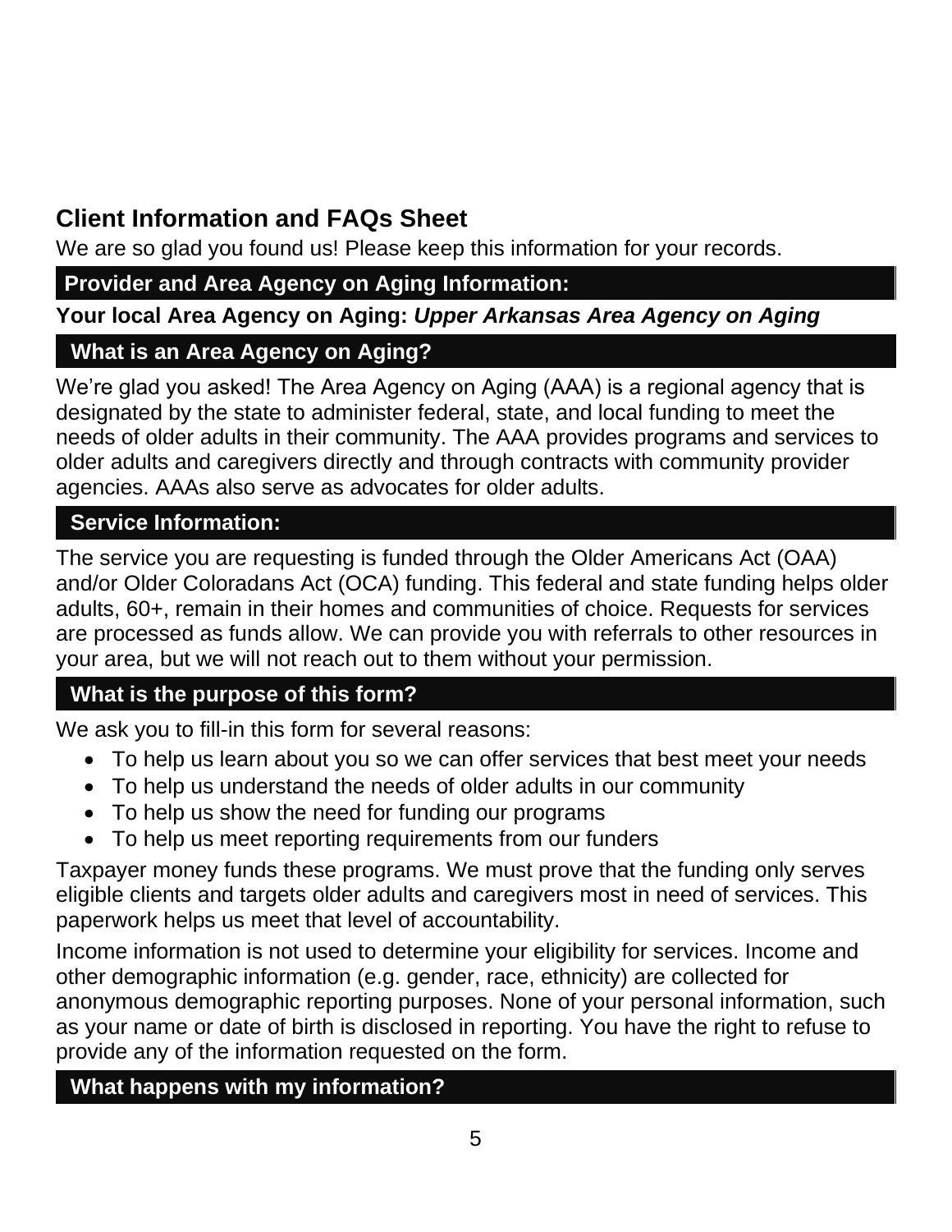## Client Information and FAQs Sheet

We are so glad you found us! Please keep this information for your records.

### Provider and Area Agency on Aging Information:

**Your local Area Agency on Aging:** ***Upper Arkansas Area Agency on Aging***

### What is an Area Agency on Aging?

We're glad you asked! The Area Agency on Aging (AAA) is a regional agency that is designated by the state to administer federal, state, and local funding to meet the needs of older adults in their community. The AAA provides programs and services to older adults and caregivers directly and through contracts with community provider agencies. AAAs also serve as advocates for older adults.

### Service Information:

The service you are requesting is funded through the Older Americans Act (OAA) and/or Older Coloradans Act (OCA) funding. This federal and state funding helps older adults, 60+, remain in their homes and communities of choice. Requests for services are processed as funds allow. We can provide you with referrals to other resources in your area, but we will not reach out to them without your permission.

### What is the purpose of this form?

We ask you to fill-in this form for several reasons:

- To help us learn about you so we can offer services that best meet your needs
- To help us understand the needs of older adults in our community
- To help us show the need for funding our programs
- To help us meet reporting requirements from our funders

Taxpayer money funds these programs. We must prove that the funding only serves eligible clients and targets older adults and caregivers most in need of services. This paperwork helps us meet that level of accountability.

Income information is not used to determine your eligibility for services. Income and other demographic information (e.g. gender, race, ethnicity) are collected for anonymous demographic reporting purposes. None of your personal information, such as your name or date of birth is disclosed in reporting. You have the right to refuse to provide any of the information requested on the form.

### What happens with my information?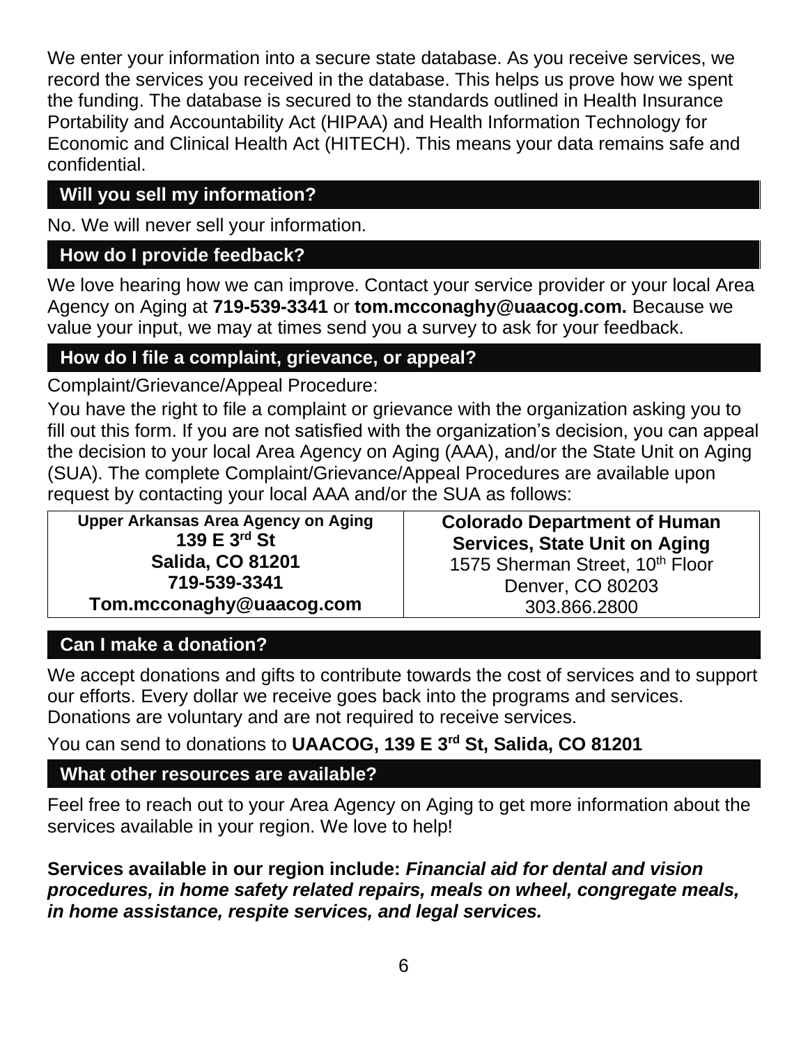We enter your information into a secure state database. As you receive services, we record the services you received in the database. This helps us prove how we spent the funding. The database is secured to the standards outlined in Health Insurance Portability and Accountability Act (HIPAA) and Health Information Technology for Economic and Clinical Health Act (HITECH). This means your data remains safe and confidential.

## Will you sell my information?

No. We will never sell your information.

## How do I provide feedback?

We love hearing how we can improve. Contact your service provider or your local Area Agency on Aging at **719-539-3341** or **tom.mcconaghy@uaacog.com.** Because we value your input, we may at times send you a survey to ask for your feedback.

## How do I file a complaint, grievance, or appeal?

Complaint/Grievance/Appeal Procedure:

You have the right to file a complaint or grievance with the organization asking you to fill out this form. If you are not satisfied with the organization's decision, you can appeal the decision to your local Area Agency on Aging (AAA), and/or the State Unit on Aging (SUA). The complete Complaint/Grievance/Appeal Procedures are available upon request by contacting your local AAA and/or the SUA as follows:

| **Upper Arkansas Area Agency on Aging** | **Colorado Department of Human Services, State Unit on Aging** |
|---|---|
| **139 E 3rd St** | 1575 Sherman Street, 10th Floor |
| **Salida, CO 81201** | Denver, CO 80203 |
| **719-539-3341** | 303.866.2800 |
| **Tom.mcconaghy@uaacog.com** | |

## Can I make a donation?

We accept donations and gifts to contribute towards the cost of services and to support our efforts. Every dollar we receive goes back into the programs and services. Donations are voluntary and are not required to receive services.

You can send to donations to **UAACOG, 139 E 3rd St, Salida, CO 81201**

## What other resources are available?

Feel free to reach out to your Area Agency on Aging to get more information about the services available in your region. We love to help!

**Services available in our region include:** ***Financial aid for dental and vision procedures, in home safety related repairs, meals on wheel, congregate meals, in home assistance, respite services, and legal services.***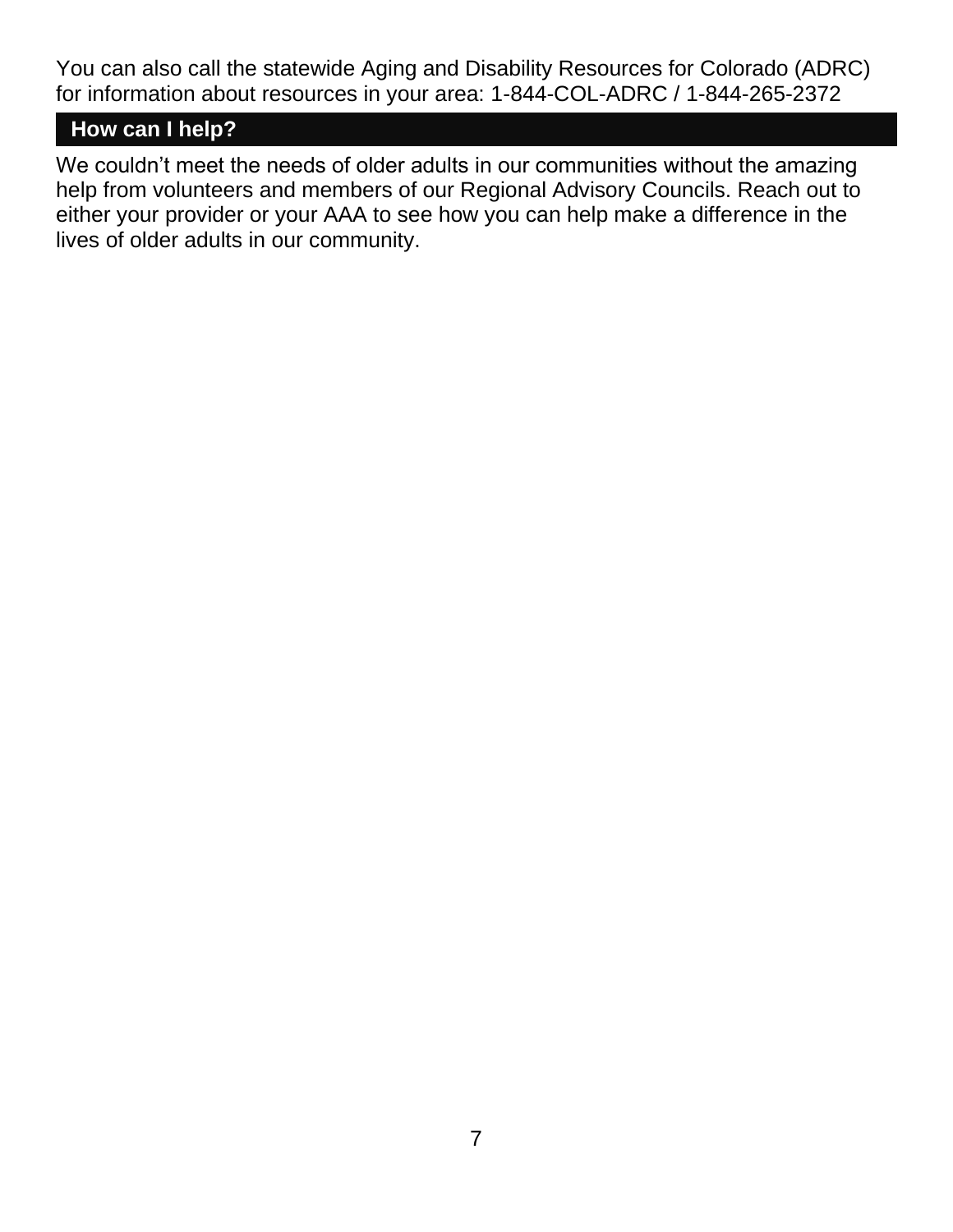You can also call the statewide Aging and Disability Resources for Colorado (ADRC) for information about resources in your area: 1-844-COL-ADRC / 1-844-265-2372

## How can I help?

We couldn't meet the needs of older adults in our communities without the amazing help from volunteers and members of our Regional Advisory Councils. Reach out to either your provider or your AAA to see how you can help make a difference in the lives of older adults in our community.